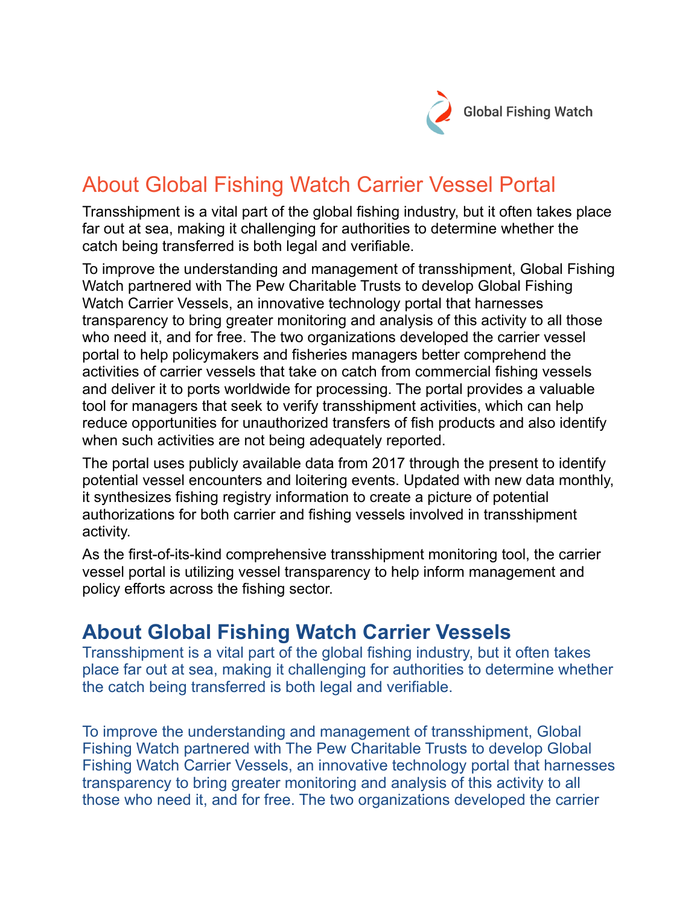# About Global Fishing Watch Carrier Vessel Portal

Transshipment is a vital part of the global fishing industry, but it often takes place far out at sea, making it challenging for authorities to determine whether the catch being transferred is both legal and verifiable.

To improve the understanding and management of transshipment, Global Fishing Watch partnered with The Pew Charitable Trusts to develop Global Fishing Watch Carrier Vessels, an innovative technology portal that harnesses transparency to bring greater monitoring and analysis of this activity to all those who need it, and for free. The two organizations developed the carrier vessel portal to help policymakers and fisheries managers better comprehend the activities of carrier vessels that take on catch from commercial fishing vessels and deliver it to ports worldwide for processing. The portal provides a valuable tool for managers that seek to verify transshipment activities, which can help reduce opportunities for unauthorized transfers of fish products and also identify when such activities are not being adequately reported.

The portal uses publicly available data from 2017 through the present to identify potential vessel encounters and loitering events. Updated with new data monthly, it synthesizes fishing registry information to create a picture of potential authorizations for both carrier and fishing vessels involved in transshipment activity.

As the first-of-its-kind comprehensive transshipment monitoring tool, the carrier vessel portal is utilizing vessel transparency to help inform management and policy efforts across the fishing sector.

## About Global Fishing Watch Carrier Vessels

Transshipment is a vital part of the global fishing industry, but it often takes place far out at sea, making it challenging for authorities to determine whether the catch being transferred is both legal and verifiable.

To improve the understanding and management of transshipment, Global Fishing Watch partnered with The Pew Charitable Trusts to develop Global Fishing Watch Carrier Vessels, an innovative technology portal that harnesses transparency to bring greater monitoring and analysis of this activity to all those who need it, and for free. The two organizations developed the carrier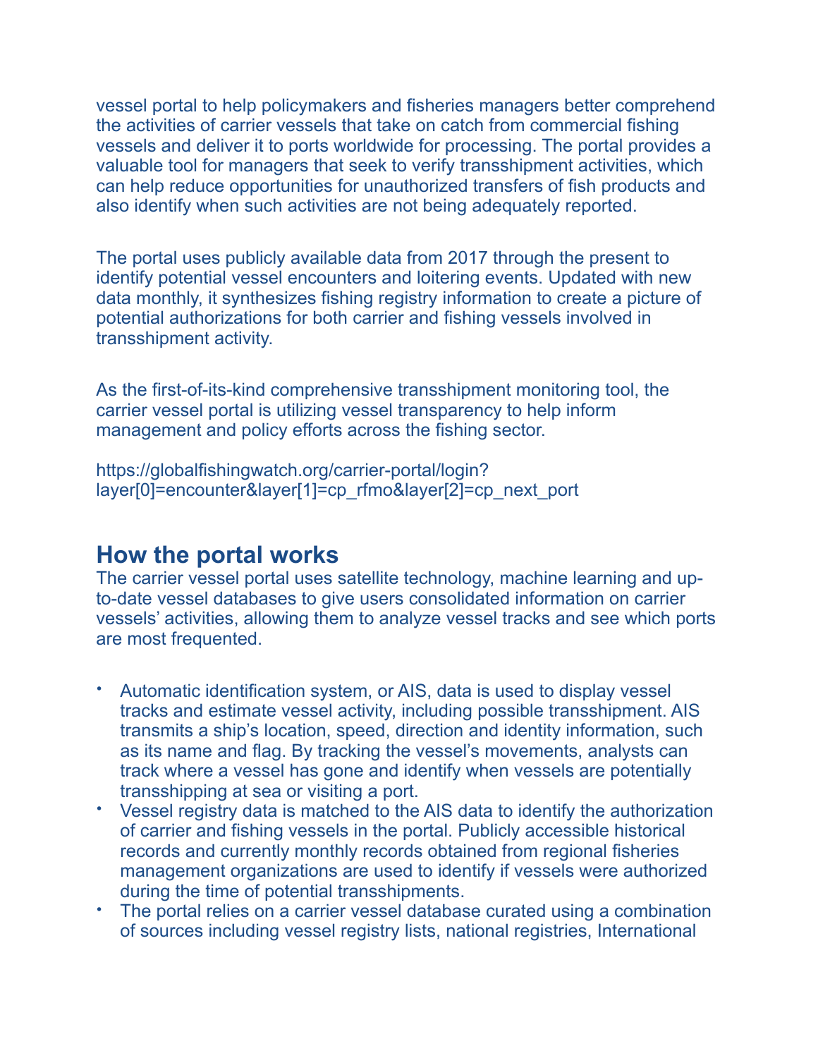vessel portal to help policymakers and fisheries managers better comprehend the activities of carrier vessels that take on catch from commercial fishing vessels and deliver it to ports worldwide for processing. The portal provides a valuable tool for managers that seek to verify transshipment activities, which can help reduce opportunities for unauthorized transfers of fish products and also identify when such activities are not being adequately reported.

The portal uses publicly available data from 2017 through the present to identify potential vessel encounters and loitering events. Updated with new data monthly, it synthesizes fishing registry information to create a picture of potential authorizations for both carrier and fishing vessels involved in transshipment activity.

As the first-of-its-kind comprehensive transshipment monitoring tool, the carrier vessel portal is utilizing vessel transparency to help inform management and policy efforts across the fishing sector.

https://globalfishingwatch.org/carrier-portal/login?layer[0]=encounter&layer[1]=cp_rfmo&layer[2]=cp_next_port

## How the portal works

The carrier vessel portal uses satellite technology, machine learning and up-to-date vessel databases to give users consolidated information on carrier vessels' activities, allowing them to analyze vessel tracks and see which ports are most frequented.

- Automatic identification system, or AIS, data is used to display vessel tracks and estimate vessel activity, including possible transshipment. AIS transmits a ship's location, speed, direction and identity information, such as its name and flag. By tracking the vessel's movements, analysts can track where a vessel has gone and identify when vessels are potentially transshipping at sea or visiting a port.
- Vessel registry data is matched to the AIS data to identify the authorization of carrier and fishing vessels in the portal. Publicly accessible historical records and currently monthly records obtained from regional fisheries management organizations are used to identify if vessels were authorized during the time of potential transshipments.
- The portal relies on a carrier vessel database curated using a combination of sources including vessel registry lists, national registries, International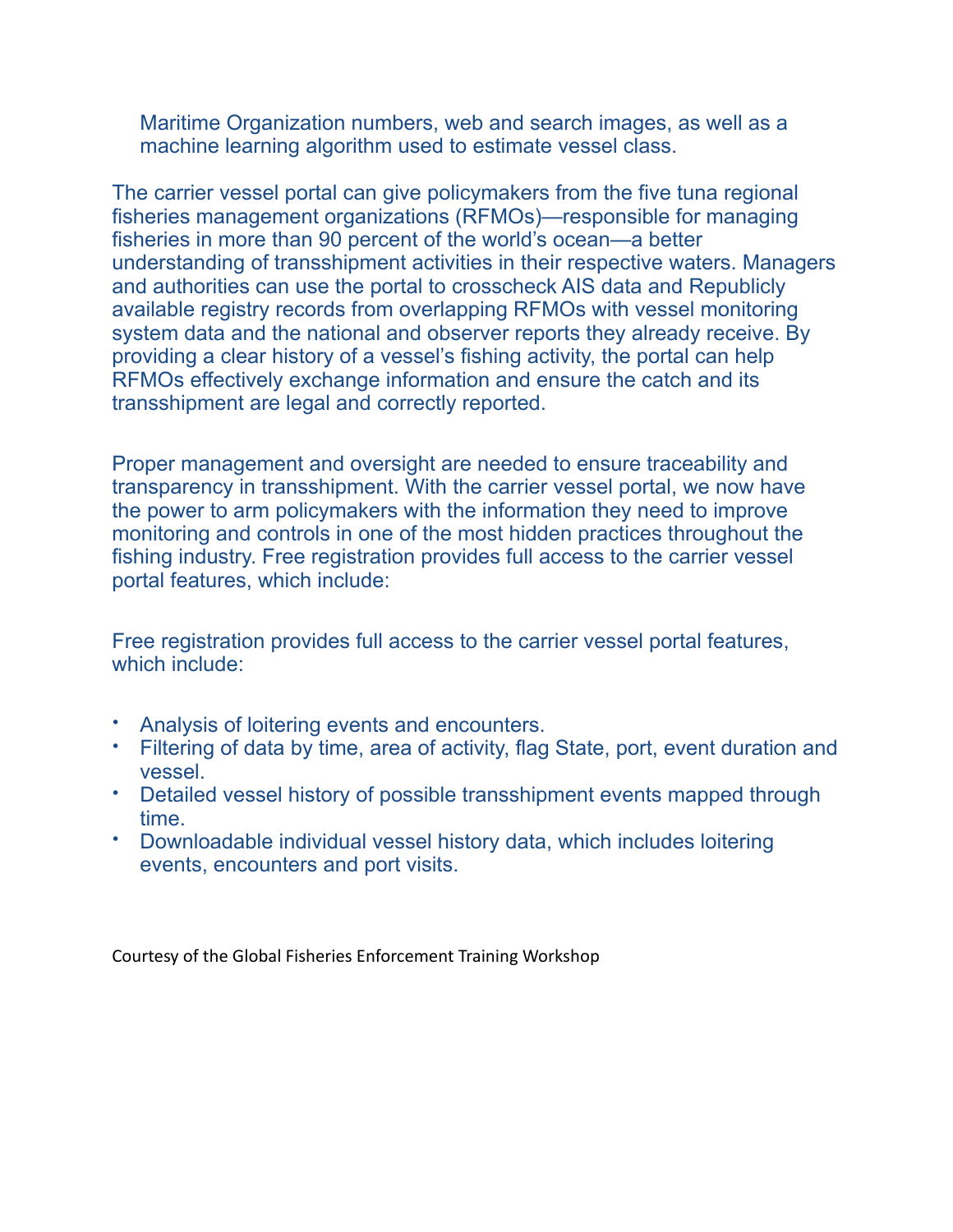Maritime Organization numbers, web and search images, as well as a machine learning algorithm used to estimate vessel class.

The carrier vessel portal can give policymakers from the five tuna regional fisheries management organizations (RFMOs)—responsible for managing fisheries in more than 90 percent of the world's ocean—a better understanding of transshipment activities in their respective waters. Managers and authorities can use the portal to crosscheck AIS data and Republicly available registry records from overlapping RFMOs with vessel monitoring system data and the national and observer reports they already receive. By providing a clear history of a vessel's fishing activity, the portal can help RFMOs effectively exchange information and ensure the catch and its transshipment are legal and correctly reported.

Proper management and oversight are needed to ensure traceability and transparency in transshipment. With the carrier vessel portal, we now have the power to arm policymakers with the information they need to improve monitoring and controls in one of the most hidden practices throughout the fishing industry. Free registration provides full access to the carrier vessel portal features, which include:

Free registration provides full access to the carrier vessel portal features, which include:

- Analysis of loitering events and encounters.
- Filtering of data by time, area of activity, flag State, port, event duration and vessel.
- Detailed vessel history of possible transshipment events mapped through time.
- Downloadable individual vessel history data, which includes loitering events, encounters and port visits.

Courtesy of the Global Fisheries Enforcement Training Workshop